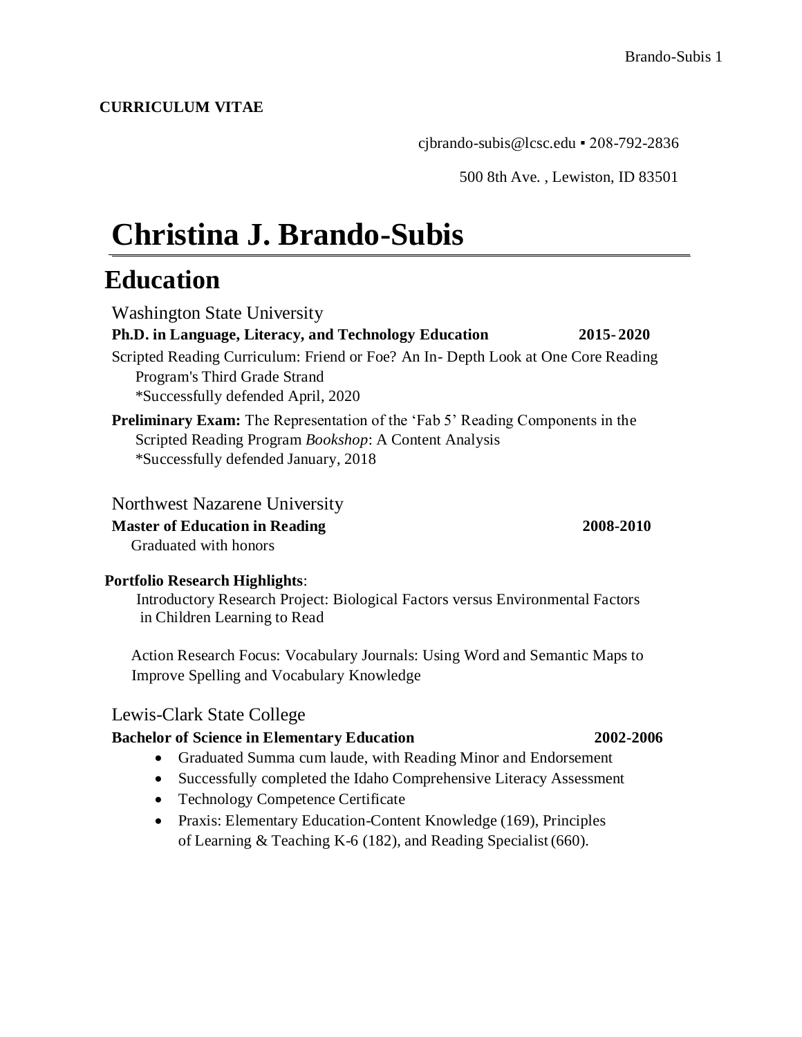**CURRICULUM VITAE**

cjbrando-subis@lcsc.edu ▪ 208-792-2836

500 8th Ave. , Lewiston, ID 83501

# Christina J. Brando-Subis

## Education

Washington State University

**Ph.D. in Language, Literacy, and Technology Education** **2015-2020**

Scripted Reading Curriculum: Friend or Foe? An In- Depth Look at One Core Reading Program's Third Grade Strand
*Successfully defended April, 2020

**Preliminary Exam:** The Representation of the 'Fab 5' Reading Components in the Scripted Reading Program *Bookshop*: A Content Analysis
*Successfully defended January, 2018

Northwest Nazarene University

**Master of Education in Reading** **2008-2010**

Graduated with honors

**Portfolio Research Highlights**:

Introductory Research Project: Biological Factors versus Environmental Factors in Children Learning to Read

Action Research Focus: Vocabulary Journals: Using Word and Semantic Maps to Improve Spelling and Vocabulary Knowledge

Lewis-Clark State College

**Bachelor of Science in Elementary Education** **2002-2006**

- Graduated Summa cum laude, with Reading Minor and Endorsement
- Successfully completed the Idaho Comprehensive Literacy Assessment
- Technology Competence Certificate
- Praxis: Elementary Education-Content Knowledge (169), Principles of Learning & Teaching K-6 (182), and Reading Specialist (660).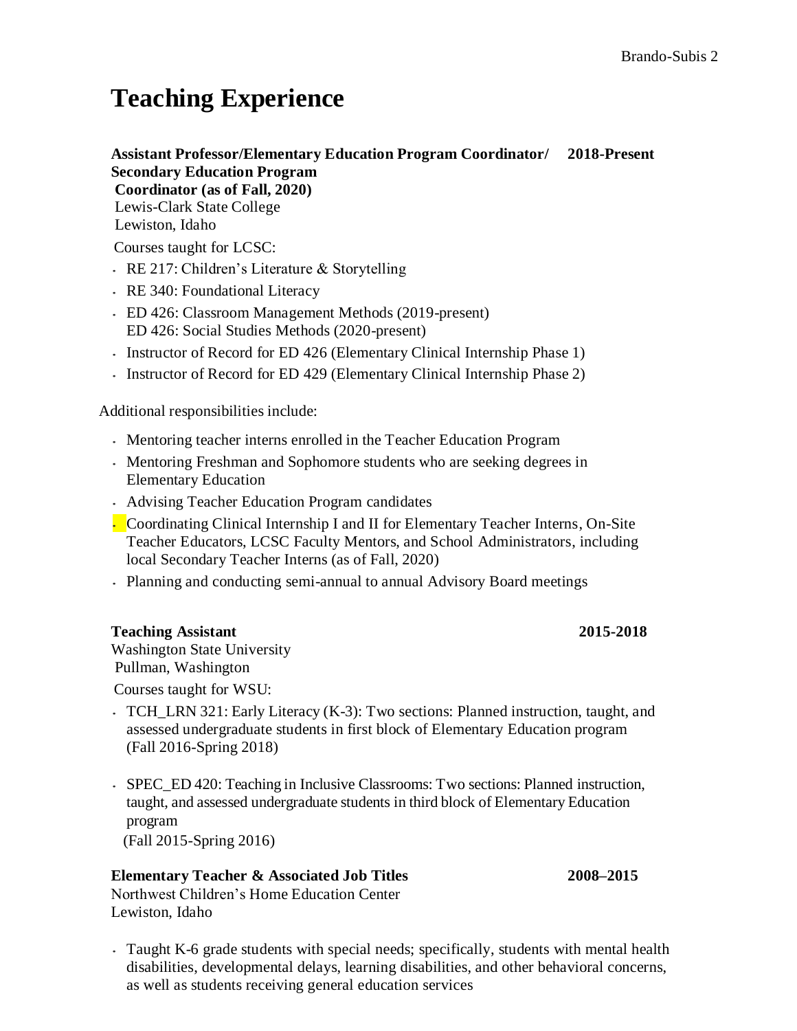# Teaching Experience

**Assistant Professor/Elementary Education Program Coordinator/ Secondary Education Program Coordinator (as of Fall, 2020)** **2018-Present**
Lewis-Clark State College
Lewiston, Idaho

Courses taught for LCSC:

- RE 217: Children's Literature & Storytelling
- RE 340: Foundational Literacy
- ED 426: Classroom Management Methods (2019-present)
  ED 426: Social Studies Methods (2020-present)
- Instructor of Record for ED 426 (Elementary Clinical Internship Phase 1)
- Instructor of Record for ED 429 (Elementary Clinical Internship Phase 2)

Additional responsibilities include:

- Mentoring teacher interns enrolled in the Teacher Education Program
- Mentoring Freshman and Sophomore students who are seeking degrees in Elementary Education
- Advising Teacher Education Program candidates
- Coordinating Clinical Internship I and II for Elementary Teacher Interns, On-Site Teacher Educators, LCSC Faculty Mentors, and School Administrators, including local Secondary Teacher Interns (as of Fall, 2020)
- Planning and conducting semi-annual to annual Advisory Board meetings

**Teaching Assistant** **2015-2018**
Washington State University
Pullman, Washington

Courses taught for WSU:

- TCH_LRN 321: Early Literacy (K-3): Two sections: Planned instruction, taught, and assessed undergraduate students in first block of Elementary Education program (Fall 2016-Spring 2018)
- SPEC_ED 420: Teaching in Inclusive Classrooms: Two sections: Planned instruction, taught, and assessed undergraduate students in third block of Elementary Education program (Fall 2015-Spring 2016)

**Elementary Teacher & Associated Job Titles** **2008–2015**
Northwest Children's Home Education Center
Lewiston, Idaho

- Taught K-6 grade students with special needs; specifically, students with mental health disabilities, developmental delays, learning disabilities, and other behavioral concerns, as well as students receiving general education services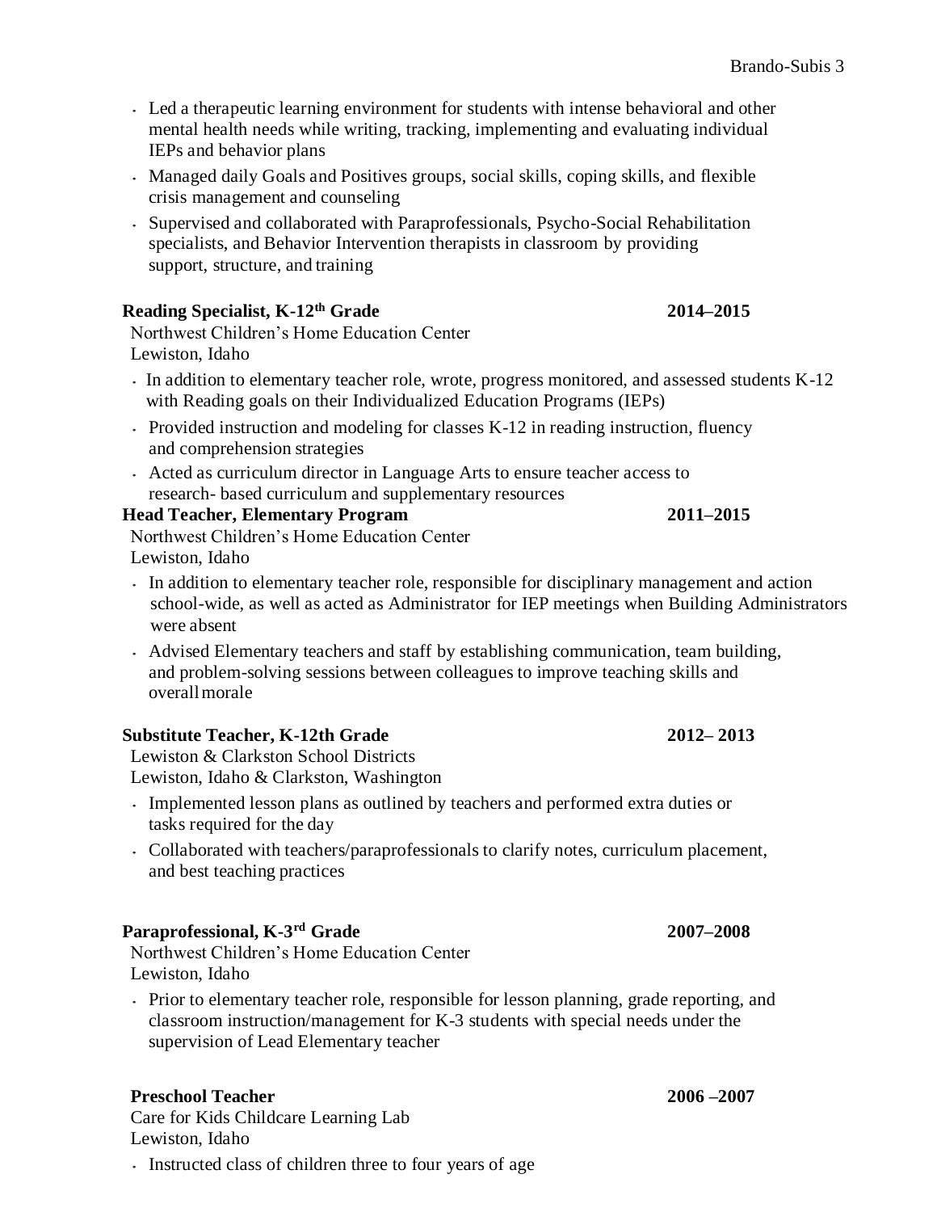- Led a therapeutic learning environment for students with intense behavioral and other mental health needs while writing, tracking, implementing and evaluating individual IEPs and behavior plans
- Managed daily Goals and Positives groups, social skills, coping skills, and flexible crisis management and counseling
- Supervised and collaborated with Paraprofessionals, Psycho-Social Rehabilitation specialists, and Behavior Intervention therapists in classroom by providing support, structure, and training

**Reading Specialist, K-12th Grade** **2014–2015**
Northwest Children's Home Education Center
Lewiston, Idaho

- In addition to elementary teacher role, wrote, progress monitored, and assessed students K-12 with Reading goals on their Individualized Education Programs (IEPs)
- Provided instruction and modeling for classes K-12 in reading instruction, fluency and comprehension strategies
- Acted as curriculum director in Language Arts to ensure teacher access to research- based curriculum and supplementary resources

**Head Teacher, Elementary Program** **2011–2015**
Northwest Children's Home Education Center
Lewiston, Idaho

- In addition to elementary teacher role, responsible for disciplinary management and action school-wide, as well as acted as Administrator for IEP meetings when Building Administrators were absent
- Advised Elementary teachers and staff by establishing communication, team building, and problem-solving sessions between colleagues to improve teaching skills and overall morale

**Substitute Teacher, K-12th Grade** **2012– 2013**
Lewiston & Clarkston School Districts
Lewiston, Idaho & Clarkston, Washington

- Implemented lesson plans as outlined by teachers and performed extra duties or tasks required for the day
- Collaborated with teachers/paraprofessionals to clarify notes, curriculum placement, and best teaching practices

**Paraprofessional, K-3rd Grade** **2007–2008**
Northwest Children's Home Education Center
Lewiston, Idaho

- Prior to elementary teacher role, responsible for lesson planning, grade reporting, and classroom instruction/management for K-3 students with special needs under the supervision of Lead Elementary teacher

**Preschool Teacher** **2006 –2007**
Care for Kids Childcare Learning Lab
Lewiston, Idaho

- Instructed class of children three to four years of age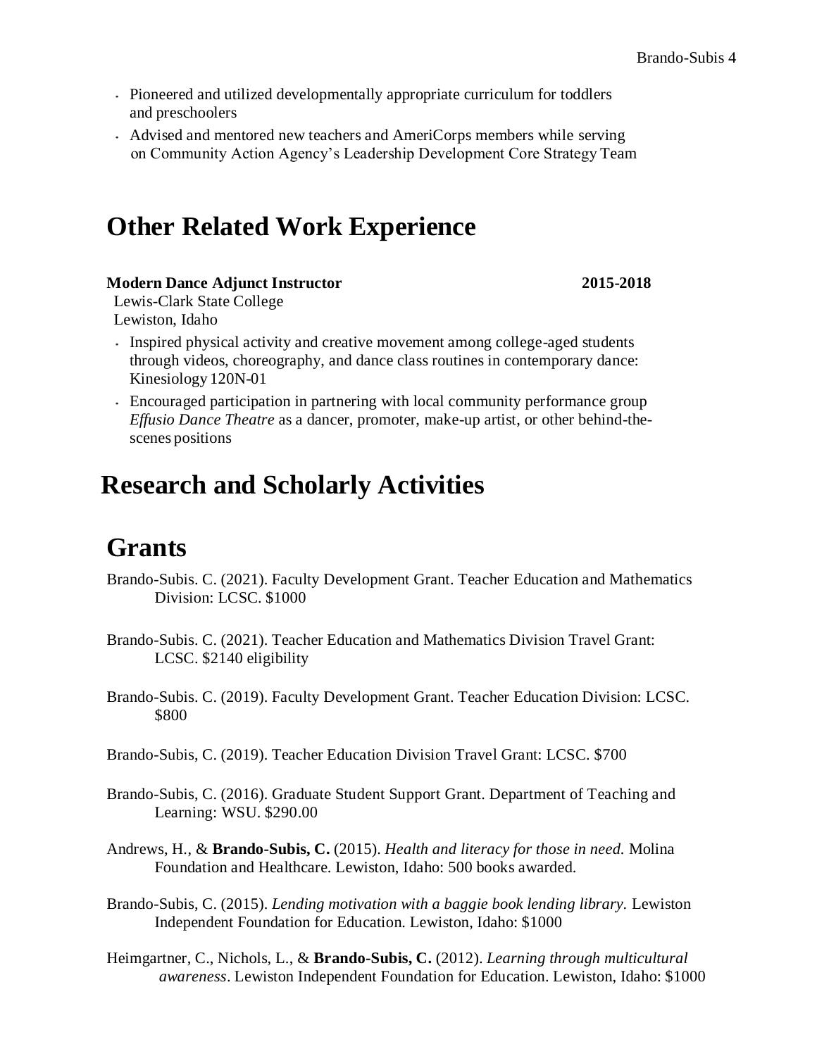- Pioneered and utilized developmentally appropriate curriculum for toddlers and preschoolers
- Advised and mentored new teachers and AmeriCorps members while serving on Community Action Agency's Leadership Development Core Strategy Team

# Other Related Work Experience

**Modern Dance Adjunct Instructor** **2015-2018**
Lewis-Clark State College
Lewiston, Idaho

- Inspired physical activity and creative movement among college-aged students through videos, choreography, and dance class routines in contemporary dance: Kinesiology 120N-01
- Encouraged participation in partnering with local community performance group *Effusio Dance Theatre* as a dancer, promoter, make-up artist, or other behind-the-scenes positions

# Research and Scholarly Activities

# Grants

Brando-Subis. C. (2021). Faculty Development Grant. Teacher Education and Mathematics Division: LCSC. $1000

Brando-Subis. C. (2021). Teacher Education and Mathematics Division Travel Grant: LCSC. $2140 eligibility

Brando-Subis. C. (2019). Faculty Development Grant. Teacher Education Division: LCSC. $800

Brando-Subis, C. (2019). Teacher Education Division Travel Grant: LCSC. $700

Brando-Subis, C. (2016). Graduate Student Support Grant. Department of Teaching and Learning: WSU. $290.00

Andrews, H., & **Brando-Subis, C.** (2015). *Health and literacy for those in need.* Molina Foundation and Healthcare. Lewiston, Idaho: 500 books awarded.

Brando-Subis, C. (2015). *Lending motivation with a baggie book lending library.* Lewiston Independent Foundation for Education. Lewiston, Idaho: $1000

Heimgartner, C., Nichols, L., & **Brando-Subis, C.** (2012). *Learning through multicultural awareness*. Lewiston Independent Foundation for Education. Lewiston, Idaho: $1000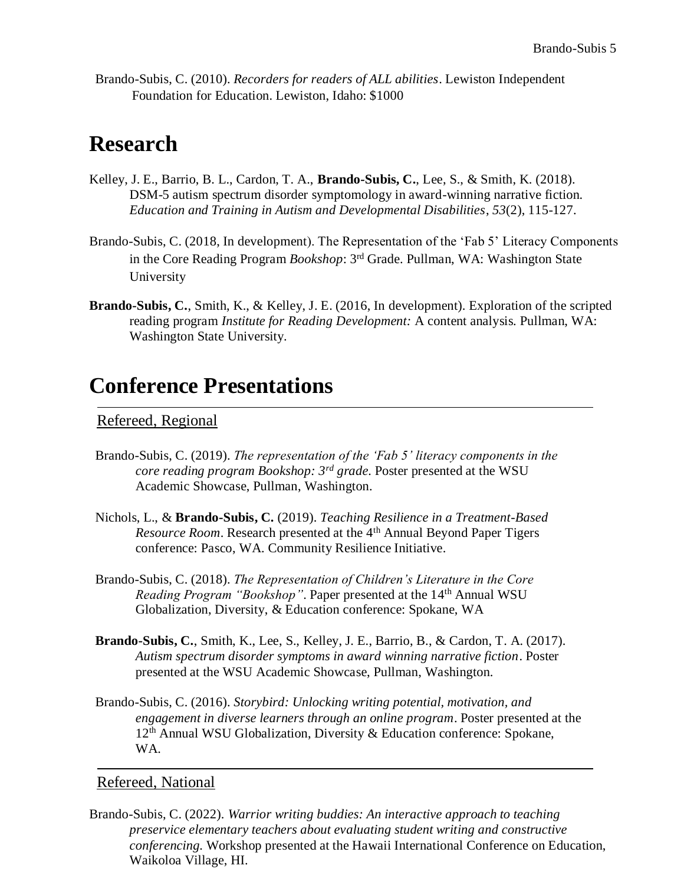Brando-Subis, C. (2010). *Recorders for readers of ALL abilities*. Lewiston Independent Foundation for Education. Lewiston, Idaho: $1000

# Research

Kelley, J. E., Barrio, B. L., Cardon, T. A., **Brando-Subis, C.**, Lee, S., & Smith, K. (2018). DSM-5 autism spectrum disorder symptomology in award-winning narrative fiction. *Education and Training in Autism and Developmental Disabilities*, *53*(2), 115-127.

Brando-Subis, C. (2018, In development). The Representation of the 'Fab 5' Literacy Components in the Core Reading Program *Bookshop*: 3rd Grade. Pullman, WA: Washington State University

**Brando-Subis, C.**, Smith, K., & Kelley, J. E. (2016, In development). Exploration of the scripted reading program *Institute for Reading Development:* A content analysis. Pullman, WA: Washington State University.

# Conference Presentations

## Refereed, Regional

Brando-Subis, C. (2019). *The representation of the 'Fab 5' literacy components in the core reading program Bookshop: 3rd grade.* Poster presented at the WSU Academic Showcase, Pullman, Washington.

Nichols, L., & **Brando-Subis, C.** (2019). *Teaching Resilience in a Treatment-Based Resource Room*. Research presented at the 4th Annual Beyond Paper Tigers conference: Pasco, WA. Community Resilience Initiative.

Brando-Subis, C. (2018). *The Representation of Children's Literature in the Core Reading Program "Bookshop"*. Paper presented at the 14th Annual WSU Globalization, Diversity, & Education conference: Spokane, WA

**Brando-Subis, C.**, Smith, K., Lee, S., Kelley, J. E., Barrio, B., & Cardon, T. A. (2017). *Autism spectrum disorder symptoms in award winning narrative fiction*. Poster presented at the WSU Academic Showcase, Pullman, Washington.

Brando-Subis, C. (2016). *Storybird: Unlocking writing potential, motivation, and engagement in diverse learners through an online program*. Poster presented at the 12th Annual WSU Globalization, Diversity & Education conference: Spokane, WA.

## Refereed, National

Brando-Subis, C. (2022). *Warrior writing buddies: An interactive approach to teaching preservice elementary teachers about evaluating student writing and constructive conferencing.* Workshop presented at the Hawaii International Conference on Education, Waikoloa Village, HI.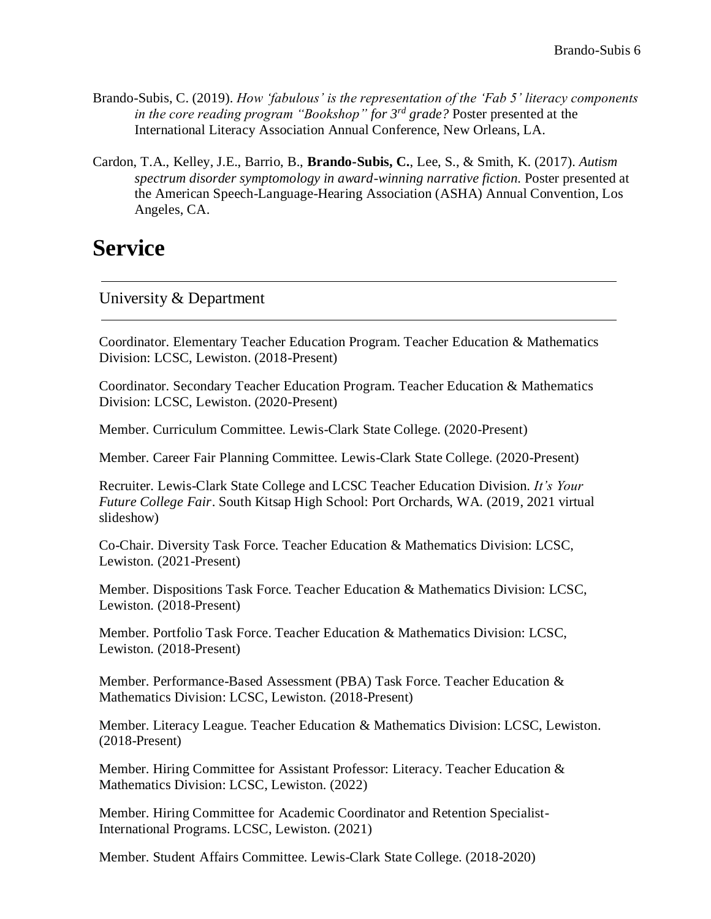Brando-Subis, C. (2019). *How 'fabulous' is the representation of the 'Fab 5' literacy components in the core reading program "Bookshop" for 3rd grade?* Poster presented at the International Literacy Association Annual Conference, New Orleans, LA.

Cardon, T.A., Kelley, J.E., Barrio, B., **Brando-Subis, C.**, Lee, S., & Smith, K. (2017). *Autism spectrum disorder symptomology in award-winning narrative fiction.* Poster presented at the American Speech-Language-Hearing Association (ASHA) Annual Convention, Los Angeles, CA.

# Service

## University & Department

Coordinator. Elementary Teacher Education Program. Teacher Education & Mathematics Division: LCSC, Lewiston. (2018-Present)

Coordinator. Secondary Teacher Education Program. Teacher Education & Mathematics Division: LCSC, Lewiston. (2020-Present)

Member. Curriculum Committee. Lewis-Clark State College. (2020-Present)

Member. Career Fair Planning Committee. Lewis-Clark State College. (2020-Present)

Recruiter. Lewis-Clark State College and LCSC Teacher Education Division. *It's Your Future College Fair*. South Kitsap High School: Port Orchards, WA. (2019, 2021 virtual slideshow)

Co-Chair. Diversity Task Force. Teacher Education & Mathematics Division: LCSC, Lewiston. (2021-Present)

Member. Dispositions Task Force. Teacher Education & Mathematics Division: LCSC, Lewiston. (2018-Present)

Member. Portfolio Task Force. Teacher Education & Mathematics Division: LCSC, Lewiston. (2018-Present)

Member. Performance-Based Assessment (PBA) Task Force. Teacher Education & Mathematics Division: LCSC, Lewiston. (2018-Present)

Member. Literacy League. Teacher Education & Mathematics Division: LCSC, Lewiston. (2018-Present)

Member. Hiring Committee for Assistant Professor: Literacy. Teacher Education & Mathematics Division: LCSC, Lewiston. (2022)

Member. Hiring Committee for Academic Coordinator and Retention Specialist-International Programs. LCSC, Lewiston. (2021)

Member. Student Affairs Committee. Lewis-Clark State College. (2018-2020)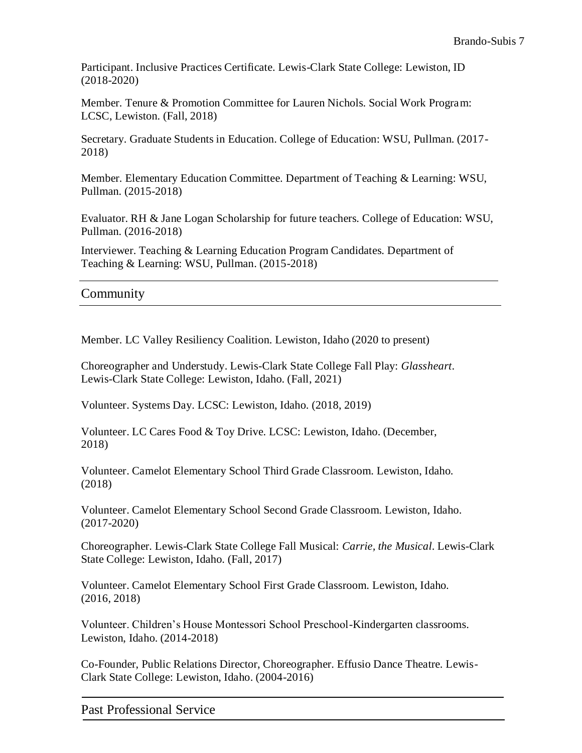Participant. Inclusive Practices Certificate. Lewis-Clark State College: Lewiston, ID (2018-2020)

Member. Tenure & Promotion Committee for Lauren Nichols. Social Work Program: LCSC, Lewiston. (Fall, 2018)

Secretary. Graduate Students in Education. College of Education: WSU, Pullman. (2017-2018)

Member. Elementary Education Committee. Department of Teaching & Learning: WSU, Pullman. (2015-2018)

Evaluator. RH & Jane Logan Scholarship for future teachers. College of Education: WSU, Pullman. (2016-2018)

Interviewer. Teaching & Learning Education Program Candidates. Department of Teaching & Learning: WSU, Pullman. (2015-2018)

## Community

Member. LC Valley Resiliency Coalition. Lewiston, Idaho (2020 to present)

Choreographer and Understudy. Lewis-Clark State College Fall Play: *Glassheart*. Lewis-Clark State College: Lewiston, Idaho. (Fall, 2021)

Volunteer. Systems Day. LCSC: Lewiston, Idaho. (2018, 2019)

Volunteer. LC Cares Food & Toy Drive. LCSC: Lewiston, Idaho. (December, 2018)

Volunteer. Camelot Elementary School Third Grade Classroom. Lewiston, Idaho. (2018)

Volunteer. Camelot Elementary School Second Grade Classroom. Lewiston, Idaho. (2017-2020)

Choreographer. Lewis-Clark State College Fall Musical: *Carrie, the Musical*. Lewis-Clark State College: Lewiston, Idaho. (Fall, 2017)

Volunteer. Camelot Elementary School First Grade Classroom. Lewiston, Idaho. (2016, 2018)

Volunteer. Children's House Montessori School Preschool-Kindergarten classrooms. Lewiston, Idaho. (2014-2018)

Co-Founder, Public Relations Director, Choreographer. Effusio Dance Theatre. Lewis-Clark State College: Lewiston, Idaho. (2004-2016)

## Past Professional Service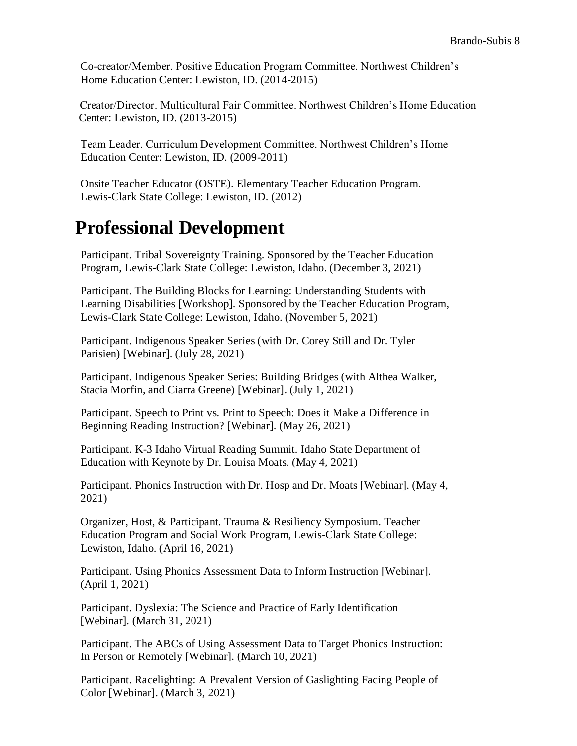Co-creator/Member. Positive Education Program Committee. Northwest Children's Home Education Center: Lewiston, ID. (2014-2015)

Creator/Director. Multicultural Fair Committee. Northwest Children's Home Education Center: Lewiston, ID. (2013-2015)

Team Leader. Curriculum Development Committee. Northwest Children's Home Education Center: Lewiston, ID. (2009-2011)

Onsite Teacher Educator (OSTE). Elementary Teacher Education Program. Lewis-Clark State College: Lewiston, ID. (2012)

# Professional Development

Participant. Tribal Sovereignty Training. Sponsored by the Teacher Education Program, Lewis-Clark State College: Lewiston, Idaho. (December 3, 2021)

Participant. The Building Blocks for Learning: Understanding Students with Learning Disabilities [Workshop]. Sponsored by the Teacher Education Program, Lewis-Clark State College: Lewiston, Idaho. (November 5, 2021)

Participant. Indigenous Speaker Series (with Dr. Corey Still and Dr. Tyler Parisien) [Webinar]. (July 28, 2021)

Participant. Indigenous Speaker Series: Building Bridges (with Althea Walker, Stacia Morfin, and Ciarra Greene) [Webinar]. (July 1, 2021)

Participant. Speech to Print vs. Print to Speech: Does it Make a Difference in Beginning Reading Instruction? [Webinar]. (May 26, 2021)

Participant. K-3 Idaho Virtual Reading Summit. Idaho State Department of Education with Keynote by Dr. Louisa Moats. (May 4, 2021)

Participant. Phonics Instruction with Dr. Hosp and Dr. Moats [Webinar]. (May 4, 2021)

Organizer, Host, & Participant. Trauma & Resiliency Symposium. Teacher Education Program and Social Work Program, Lewis-Clark State College: Lewiston, Idaho. (April 16, 2021)

Participant. Using Phonics Assessment Data to Inform Instruction [Webinar]. (April 1, 2021)

Participant. Dyslexia: The Science and Practice of Early Identification [Webinar]. (March 31, 2021)

Participant. The ABCs of Using Assessment Data to Target Phonics Instruction: In Person or Remotely [Webinar]. (March 10, 2021)

Participant. Racelighting: A Prevalent Version of Gaslighting Facing People of Color [Webinar]. (March 3, 2021)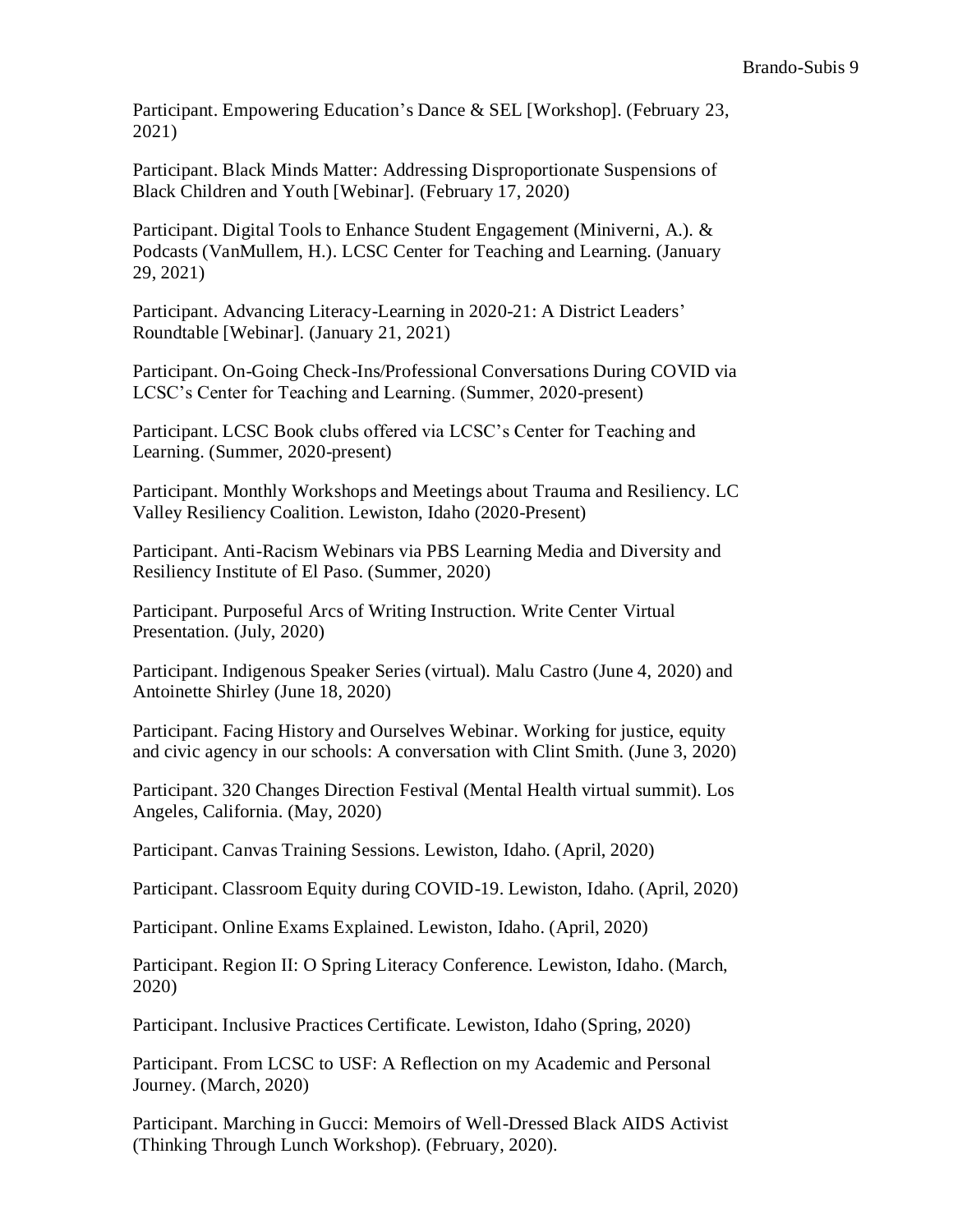Participant. Empowering Education's Dance & SEL [Workshop]. (February 23, 2021)

Participant. Black Minds Matter: Addressing Disproportionate Suspensions of Black Children and Youth [Webinar]. (February 17, 2020)

Participant. Digital Tools to Enhance Student Engagement (Miniverni, A.). & Podcasts (VanMullem, H.). LCSC Center for Teaching and Learning. (January 29, 2021)

Participant. Advancing Literacy-Learning in 2020-21: A District Leaders' Roundtable [Webinar]. (January 21, 2021)

Participant. On-Going Check-Ins/Professional Conversations During COVID via LCSC's Center for Teaching and Learning. (Summer, 2020-present)

Participant. LCSC Book clubs offered via LCSC's Center for Teaching and Learning. (Summer, 2020-present)

Participant. Monthly Workshops and Meetings about Trauma and Resiliency. LC Valley Resiliency Coalition. Lewiston, Idaho (2020-Present)

Participant. Anti-Racism Webinars via PBS Learning Media and Diversity and Resiliency Institute of El Paso. (Summer, 2020)

Participant. Purposeful Arcs of Writing Instruction. Write Center Virtual Presentation. (July, 2020)

Participant. Indigenous Speaker Series (virtual). Malu Castro (June 4, 2020) and Antoinette Shirley (June 18, 2020)

Participant. Facing History and Ourselves Webinar. Working for justice, equity and civic agency in our schools: A conversation with Clint Smith. (June 3, 2020)

Participant. 320 Changes Direction Festival (Mental Health virtual summit). Los Angeles, California. (May, 2020)

Participant. Canvas Training Sessions. Lewiston, Idaho. (April, 2020)

Participant. Classroom Equity during COVID-19. Lewiston, Idaho. (April, 2020)

Participant. Online Exams Explained. Lewiston, Idaho. (April, 2020)

Participant. Region II: O Spring Literacy Conference. Lewiston, Idaho. (March, 2020)

Participant. Inclusive Practices Certificate. Lewiston, Idaho (Spring, 2020)

Participant. From LCSC to USF: A Reflection on my Academic and Personal Journey. (March, 2020)

Participant. Marching in Gucci: Memoirs of Well-Dressed Black AIDS Activist (Thinking Through Lunch Workshop). (February, 2020).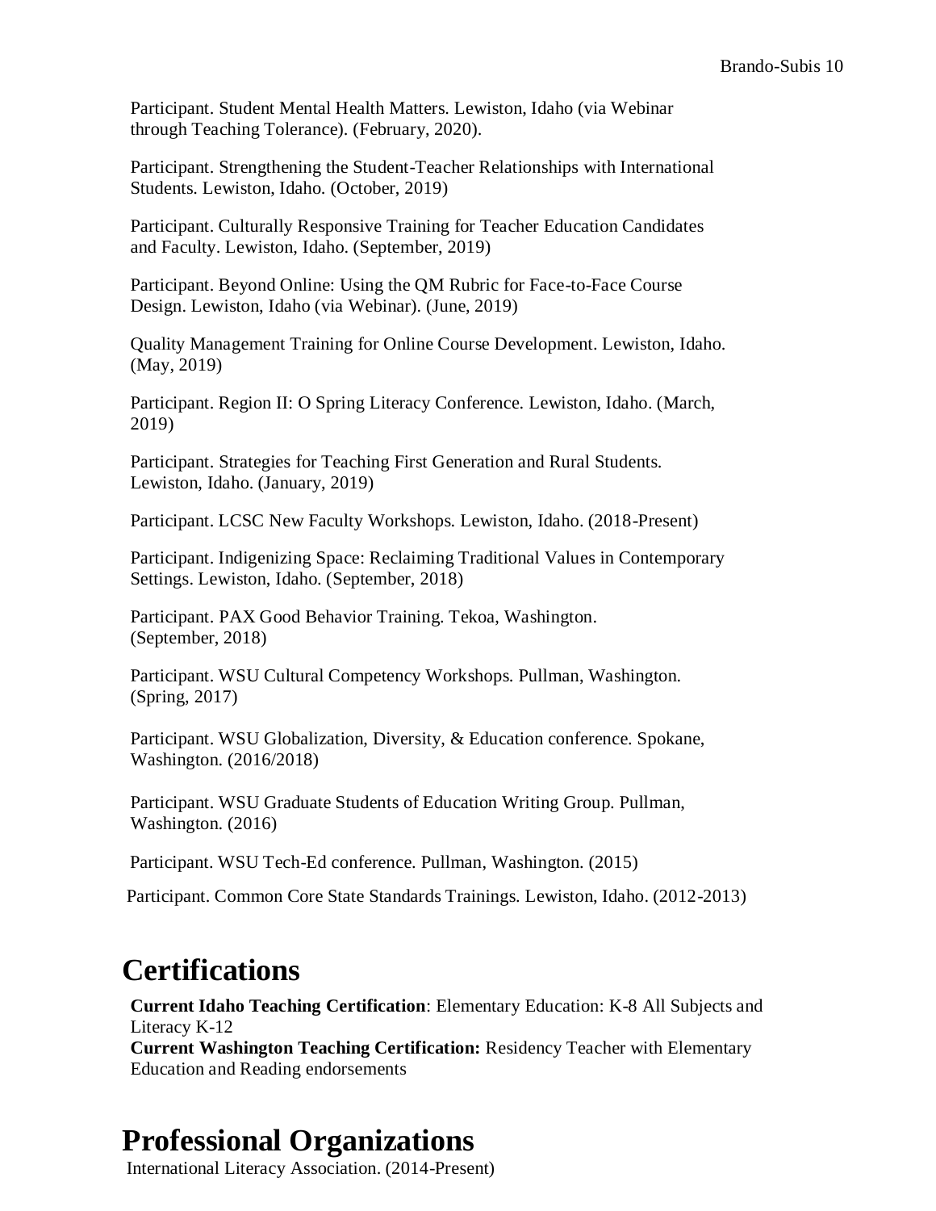Participant. Student Mental Health Matters. Lewiston, Idaho (via Webinar through Teaching Tolerance). (February, 2020).

Participant. Strengthening the Student-Teacher Relationships with International Students. Lewiston, Idaho. (October, 2019)

Participant. Culturally Responsive Training for Teacher Education Candidates and Faculty. Lewiston, Idaho. (September, 2019)

Participant. Beyond Online: Using the QM Rubric for Face-to-Face Course Design. Lewiston, Idaho (via Webinar). (June, 2019)

Quality Management Training for Online Course Development. Lewiston, Idaho. (May, 2019)

Participant. Region II: O Spring Literacy Conference. Lewiston, Idaho. (March, 2019)

Participant. Strategies for Teaching First Generation and Rural Students. Lewiston, Idaho. (January, 2019)

Participant. LCSC New Faculty Workshops. Lewiston, Idaho. (2018-Present)

Participant. Indigenizing Space: Reclaiming Traditional Values in Contemporary Settings. Lewiston, Idaho. (September, 2018)

Participant. PAX Good Behavior Training. Tekoa, Washington. (September, 2018)

Participant. WSU Cultural Competency Workshops. Pullman, Washington. (Spring, 2017)

Participant. WSU Globalization, Diversity, & Education conference. Spokane, Washington. (2016/2018)

Participant. WSU Graduate Students of Education Writing Group. Pullman, Washington. (2016)

Participant. WSU Tech-Ed conference. Pullman, Washington. (2015)

Participant. Common Core State Standards Trainings. Lewiston, Idaho. (2012-2013)

# Certifications

**Current Idaho Teaching Certification**: Elementary Education: K-8 All Subjects and Literacy K-12
**Current Washington Teaching Certification:** Residency Teacher with Elementary Education and Reading endorsements

# Professional Organizations

International Literacy Association. (2014-Present)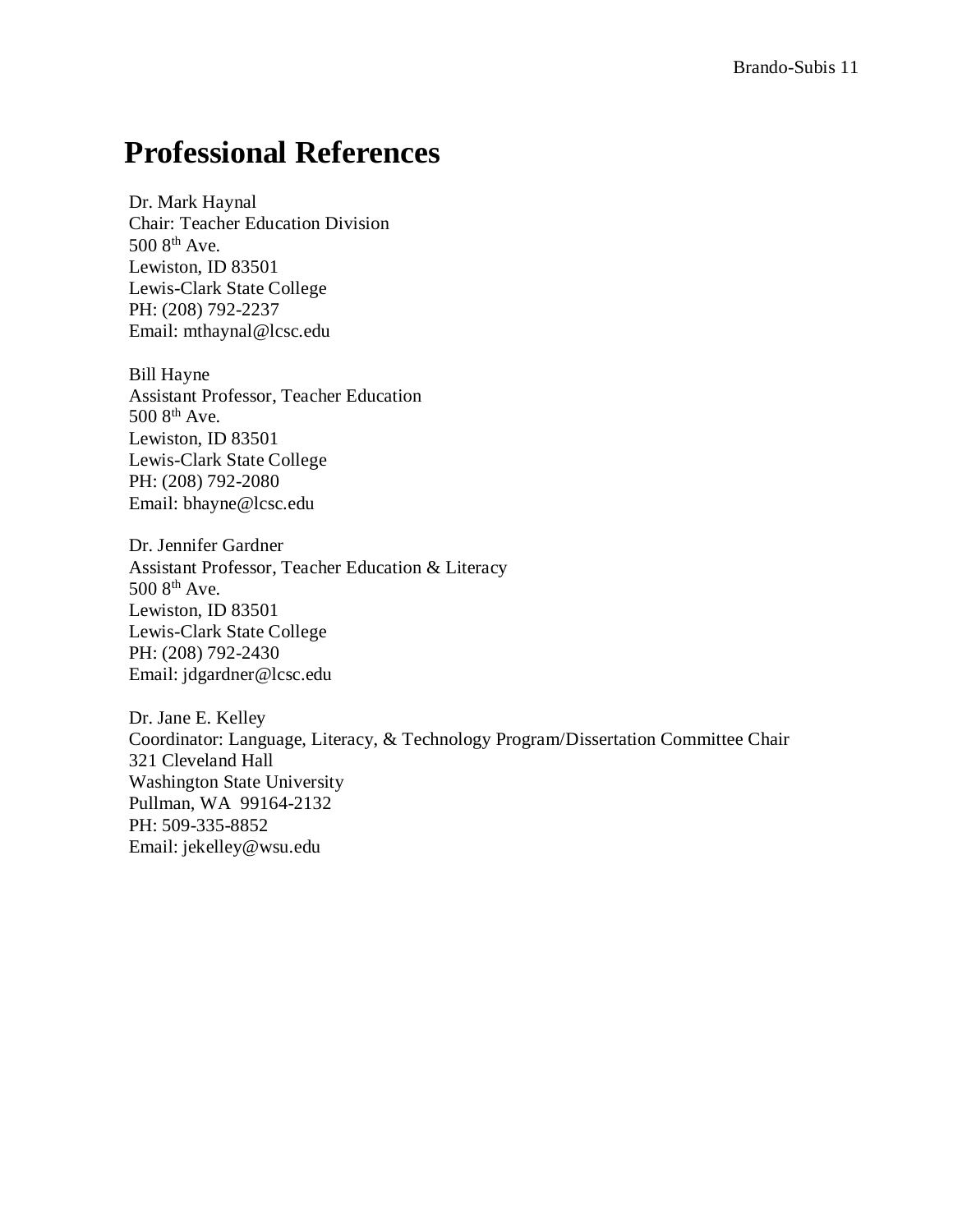# Professional References

Dr. Mark Haynal
Chair: Teacher Education Division
500 8th Ave.
Lewiston, ID 83501
Lewis-Clark State College
PH: (208) 792-2237
Email: mthaynal@lcsc.edu

Bill Hayne
Assistant Professor, Teacher Education
500 8th Ave.
Lewiston, ID 83501
Lewis-Clark State College
PH: (208) 792-2080
Email: bhayne@lcsc.edu

Dr. Jennifer Gardner
Assistant Professor, Teacher Education & Literacy
500 8th Ave.
Lewiston, ID 83501
Lewis-Clark State College
PH: (208) 792-2430
Email: jdgardner@lcsc.edu

Dr. Jane E. Kelley
Coordinator: Language, Literacy, & Technology Program/Dissertation Committee Chair
321 Cleveland Hall
Washington State University
Pullman, WA 99164-2132
PH: 509-335-8852
Email: jekelley@wsu.edu